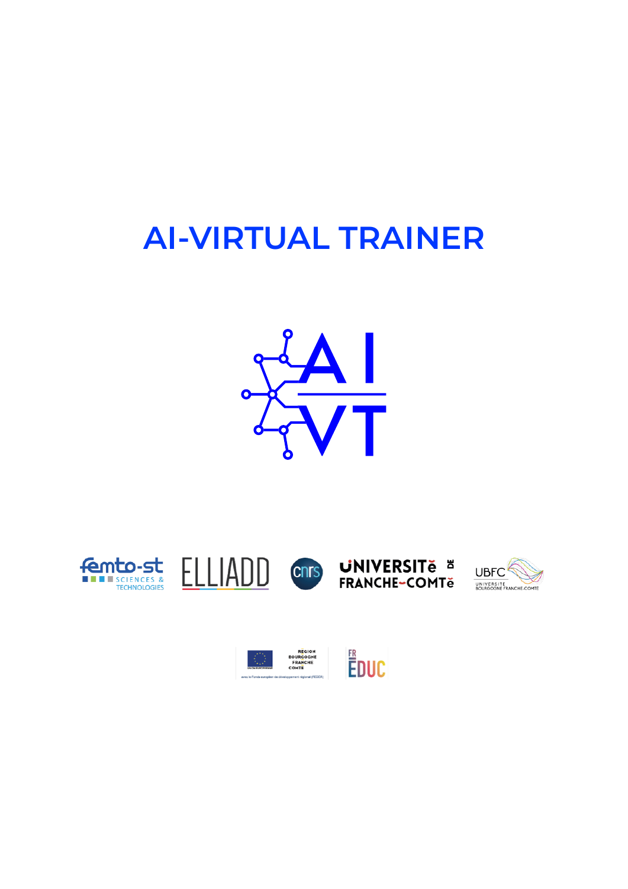# AI-VIRTUAL TRAINER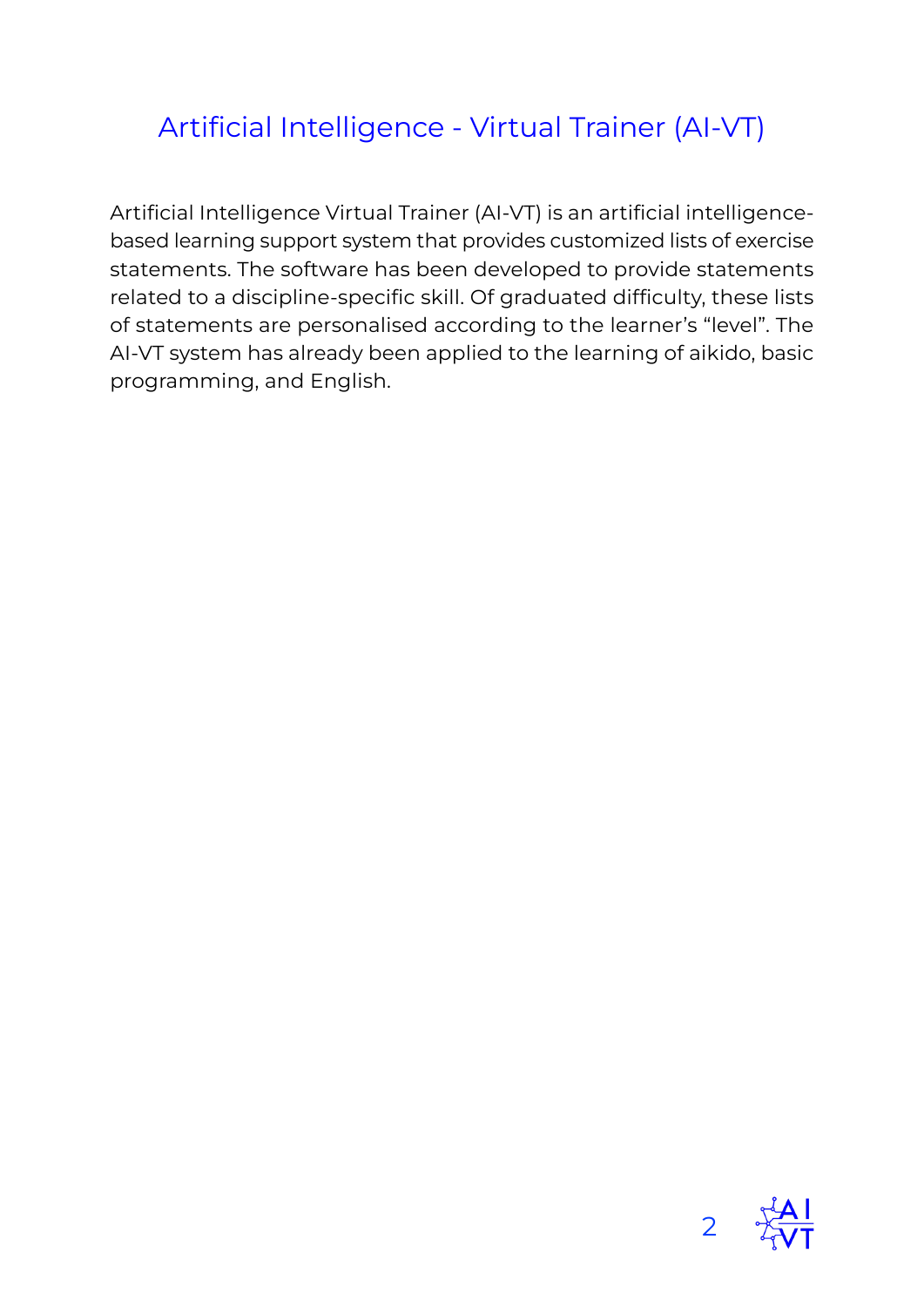# Artificial Intelligence - Virtual Trainer (AI-VT)

Artificial Intelligence Virtual Trainer (AI-VT) is an artificial intelligence-based learning support system that provides customized lists of exercise statements. The software has been developed to provide statements related to a discipline-specific skill. Of graduated difficulty, these lists of statements are personalised according to the learner's "level". The AI-VT system has already been applied to the learning of aikido, basic programming, and English.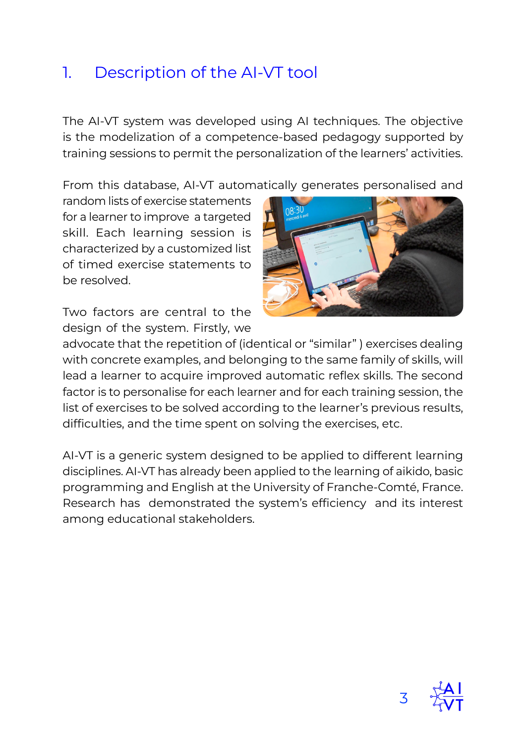# 1. Description of the AI-VT tool

The AI-VT system was developed using AI techniques. The objective is the modelization of a competence-based pedagogy supported by training sessions to permit the personalization of the learners' activities.

From this database, AI-VT automatically generates personalised and random lists of exercise statements for a learner to improve a targeted skill. Each learning session is characterized by a customized list of timed exercise statements to be resolved.

Two factors are central to the design of the system. Firstly, we advocate that the repetition of (identical or "similar" ) exercises dealing with concrete examples, and belonging to the same family of skills, will lead a learner to acquire improved automatic reflex skills. The second factor is to personalise for each learner and for each training session, the list of exercises to be solved according to the learner's previous results, difficulties, and the time spent on solving the exercises, etc.

AI-VT is a generic system designed to be applied to different learning disciplines. AI-VT has already been applied to the learning of aikido, basic programming and English at the University of Franche-Comté, France. Research has demonstrated the system's efficiency and its interest among educational stakeholders.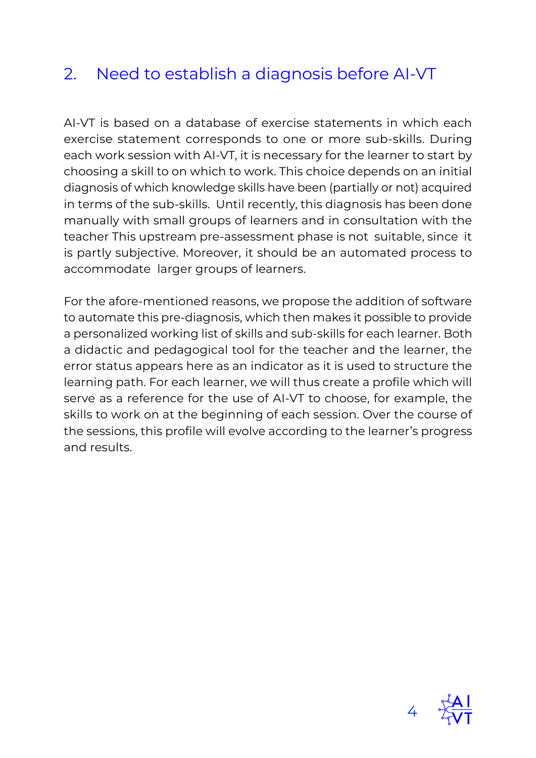## 2. Need to establish a diagnosis before AI-VT

AI-VT is based on a database of exercise statements in which each exercise statement corresponds to one or more sub-skills. During each work session with AI-VT, it is necessary for the learner to start by choosing a skill to on which to work. This choice depends on an initial diagnosis of which knowledge skills have been (partially or not) acquired in terms of the sub-skills. Until recently, this diagnosis has been done manually with small groups of learners and in consultation with the teacher This upstream pre-assessment phase is not suitable, since it is partly subjective. Moreover, it should be an automated process to accommodate larger groups of learners.

For the afore-mentioned reasons, we propose the addition of software to automate this pre-diagnosis, which then makes it possible to provide a personalized working list of skills and sub-skills for each learner. Both a didactic and pedagogical tool for the teacher and the learner, the error status appears here as an indicator as it is used to structure the learning path. For each learner, we will thus create a profile which will serve as a reference for the use of AI-VT to choose, for example, the skills to work on at the beginning of each session. Over the course of the sessions, this profile will evolve according to the learner's progress and results.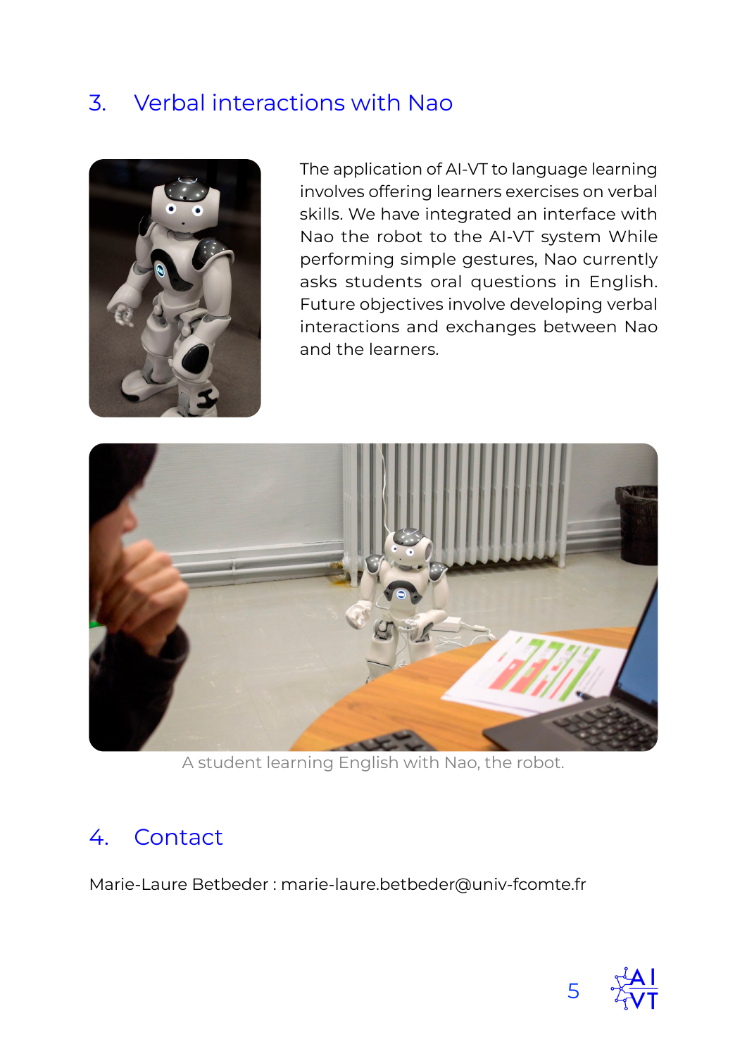## 3. Verbal interactions with Nao

The application of AI-VT to language learning involves offering learners exercises on verbal skills. We have integrated an interface with Nao the robot to the AI-VT system While performing simple gestures, Nao currently asks students oral questions in English. Future objectives involve developing verbal interactions and exchanges between Nao and the learners.

A student learning English with Nao, the robot.

## 4. Contact

Marie-Laure Betbeder : marie-laure.betbeder@univ-fcomte.fr